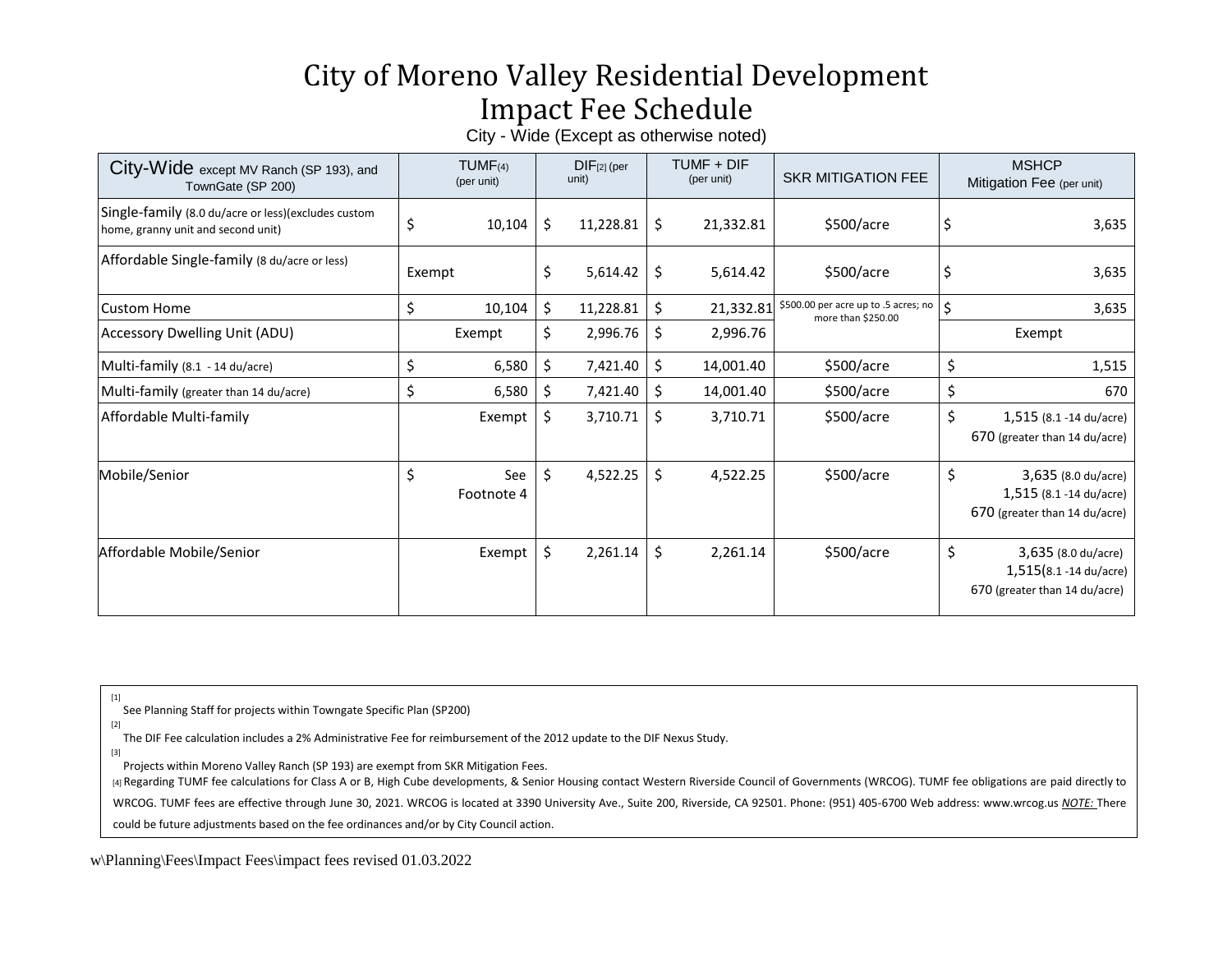# City of Moreno Valley Residential Development Impact Fee Schedule

City - Wide (Except as otherwise noted)

| City-Wide except MV Ranch (SP 193), and TownGate (SP 200) | TUMF[4] (per unit) | DIF[2] (per unit) | TUMF + DIF (per unit) | SKR MITIGATION FEE | MSHCP Mitigation Fee (per unit) |
|---|---|---|---|---|---|
| Single-family (8.0 du/acre or less)(excludes custom home, granny unit and second unit) | $ 10,104 | $ 11,228.81 | $ 21,332.81 | $500/acre | $ 3,635 |
| Affordable Single-family (8 du/acre or less) | Exempt | $ 5,614.42 | $ 5,614.42 | $500/acre | $ 3,635 |
| Custom Home | $ 10,104 | $ 11,228.81 | $ 21,332.81 | $500.00 per acre up to .5 acres; no more than $250.00 | $ 3,635 |
| Accessory Dwelling Unit (ADU) | Exempt | $ 2,996.76 | $ 2,996.76 | | Exempt |
| Multi-family (8.1 - 14 du/acre) | $ 6,580 | $ 7,421.40 | $ 14,001.40 | $500/acre | $ 1,515 |
| Multi-family (greater than 14 du/acre) | $ 6,580 | $ 7,421.40 | $ 14,001.40 | $500/acre | $ 670 |
| Affordable Multi-family | Exempt | $ 3,710.71 | $ 3,710.71 | $500/acre | $ 1,515 (8.1 -14 du/acre)<br>670 (greater than 14 du/acre) |
| Mobile/Senior | $ See Footnote 4 | $ 4,522.25 | $ 4,522.25 | $500/acre | $ 3,635 (8.0 du/acre)<br>1,515 (8.1 -14 du/acre)<br>670 (greater than 14 du/acre) |
| Affordable Mobile/Senior | Exempt | $ 2,261.14 | $ 2,261.14 | $500/acre | $ 3,635 (8.0 du/acre)<br>1,515(8.1 -14 du/acre)<br>670 (greater than 14 du/acre) |

[1] See Planning Staff for projects within Towngate Specific Plan (SP200)

[2] The DIF Fee calculation includes a 2% Administrative Fee for reimbursement of the 2012 update to the DIF Nexus Study.

[3] Projects within Moreno Valley Ranch (SP 193) are exempt from SKR Mitigation Fees.

[4] Regarding TUMF fee calculations for Class A or B, High Cube developments, & Senior Housing contact Western Riverside Council of Governments (WRCOG). TUMF fee obligations are paid directly to WRCOG. TUMF fees are effective through June 30, 2021. WRCOG is located at 3390 University Ave., Suite 200, Riverside, CA 92501. Phone: (951) 405-6700 Web address: www.wrcog.us ***NOTE:*** There could be future adjustments based on the fee ordinances and/or by City Council action.

w\Planning\Fees\Impact Fees\impact fees revised 01.03.2022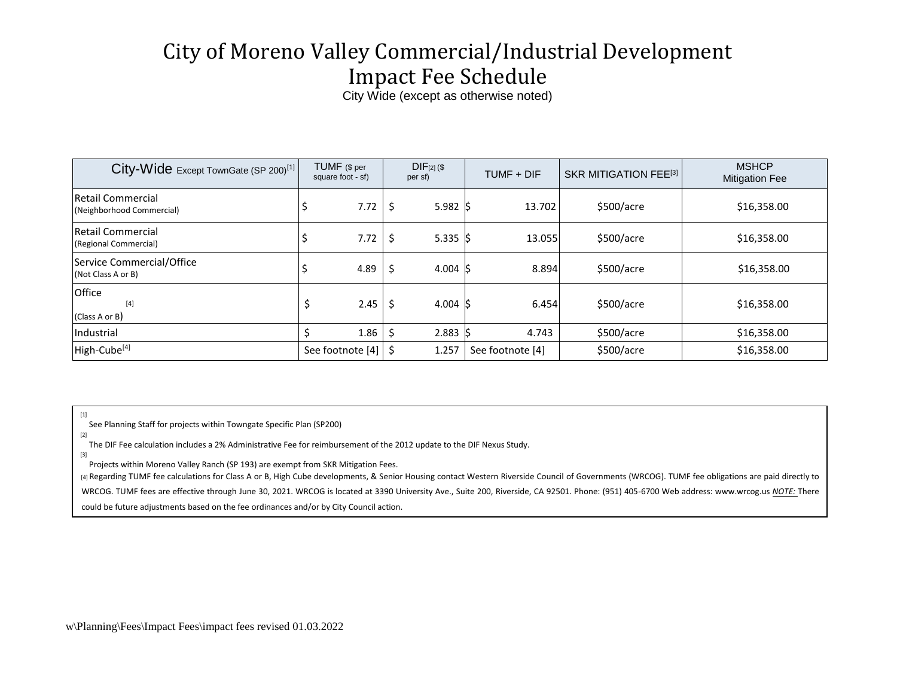# City of Moreno Valley Commercial/Industrial Development Impact Fee Schedule

City Wide (except as otherwise noted)

| City-Wide Except TownGate (SP 200)[1] | TUMF ($ per square foot - sf) | DIF[2] ($ per sf) | TUMF + DIF | SKR MITIGATION FEE[3] | MSHCP Mitigation Fee |
|---|---|---|---|---|---|
| Retail Commercial (Neighborhood Commercial) | $ 7.72 | $ 5.982 | $ 13.702 | $500/acre | $16,358.00 |
| Retail Commercial (Regional Commercial) | $ 7.72 | $ 5.335 | $ 13.055 | $500/acre | $16,358.00 |
| Service Commercial/Office (Not Class A or B) | $ 4.89 | $ 4.004 | $ 8.894 | $500/acre | $16,358.00 |
| Office [4] (Class A or B) | $ 2.45 | $ 4.004 | $ 6.454 | $500/acre | $16,358.00 |
| Industrial | $ 1.86 | $ 2.883 | $ 4.743 | $500/acre | $16,358.00 |
| High-Cube[4] | See footnote [4] | $ 1.257 | See footnote [4] | $500/acre | $16,358.00 |

[1] See Planning Staff for projects within Towngate Specific Plan (SP200)

[2] The DIF Fee calculation includes a 2% Administrative Fee for reimbursement of the 2012 update to the DIF Nexus Study.

[3] Projects within Moreno Valley Ranch (SP 193) are exempt from SKR Mitigation Fees.

[4] Regarding TUMF fee calculations for Class A or B, High Cube developments, & Senior Housing contact Western Riverside Council of Governments (WRCOG). TUMF fee obligations are paid directly to WRCOG. TUMF fees are effective through June 30, 2021. WRCOG is located at 3390 University Ave., Suite 200, Riverside, CA 92501. Phone: (951) 405-6700 Web address: www.wrcog.us ***NOTE:*** There could be future adjustments based on the fee ordinances and/or by City Council action.

w\Planning\Fees\Impact Fees\impact fees revised 01.03.2022